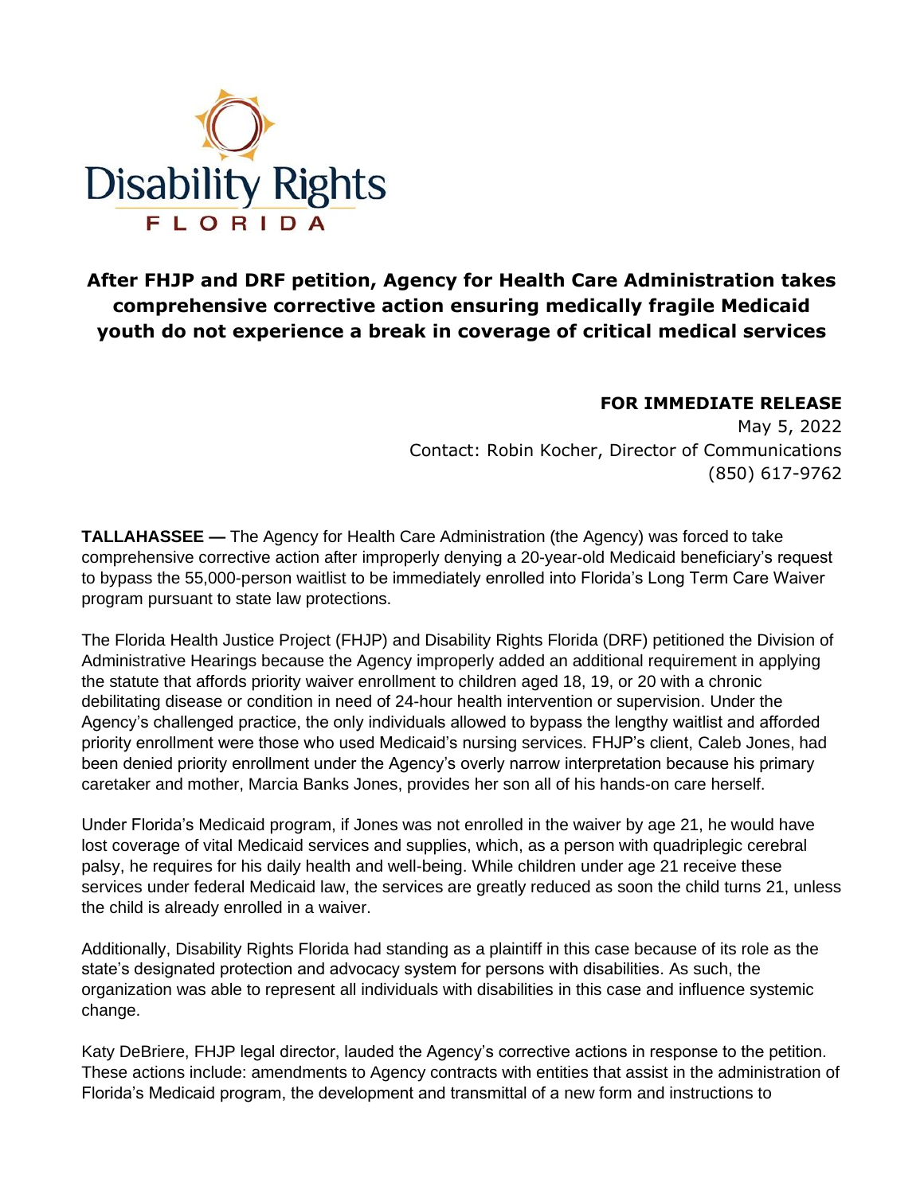Disability Rights FLORIDA

# After FHJP and DRF petition, Agency for Health Care Administration takes comprehensive corrective action ensuring medically fragile Medicaid youth do not experience a break in coverage of critical medical services

**FOR IMMEDIATE RELEASE**
May 5, 2022
Contact: Robin Kocher, Director of Communications
(850) 617-9762

**TALLAHASSEE —** The Agency for Health Care Administration (the Agency) was forced to take comprehensive corrective action after improperly denying a 20-year-old Medicaid beneficiary's request to bypass the 55,000-person waitlist to be immediately enrolled into Florida's Long Term Care Waiver program pursuant to state law protections.

The Florida Health Justice Project (FHJP) and Disability Rights Florida (DRF) petitioned the Division of Administrative Hearings because the Agency improperly added an additional requirement in applying the statute that affords priority waiver enrollment to children aged 18, 19, or 20 with a chronic debilitating disease or condition in need of 24-hour health intervention or supervision. Under the Agency's challenged practice, the only individuals allowed to bypass the lengthy waitlist and afforded priority enrollment were those who used Medicaid's nursing services. FHJP's client, Caleb Jones, had been denied priority enrollment under the Agency's overly narrow interpretation because his primary caretaker and mother, Marcia Banks Jones, provides her son all of his hands-on care herself.

Under Florida's Medicaid program, if Jones was not enrolled in the waiver by age 21, he would have lost coverage of vital Medicaid services and supplies, which, as a person with quadriplegic cerebral palsy, he requires for his daily health and well-being. While children under age 21 receive these services under federal Medicaid law, the services are greatly reduced as soon the child turns 21, unless the child is already enrolled in a waiver.

Additionally, Disability Rights Florida had standing as a plaintiff in this case because of its role as the state's designated protection and advocacy system for persons with disabilities. As such, the organization was able to represent all individuals with disabilities in this case and influence systemic change.

Katy DeBriere, FHJP legal director, lauded the Agency's corrective actions in response to the petition. These actions include: amendments to Agency contracts with entities that assist in the administration of Florida's Medicaid program, the development and transmittal of a new form and instructions to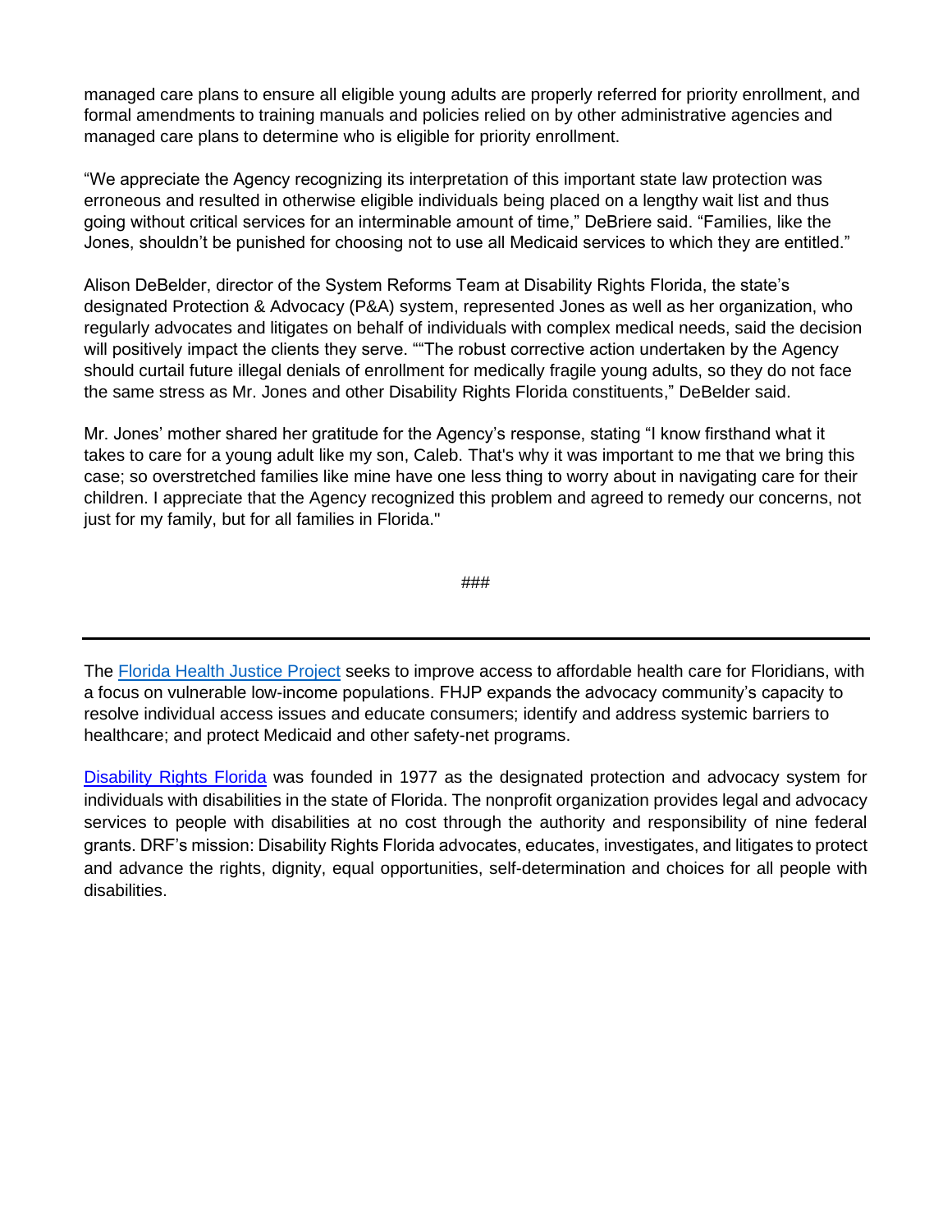managed care plans to ensure all eligible young adults are properly referred for priority enrollment, and formal amendments to training manuals and policies relied on by other administrative agencies and managed care plans to determine who is eligible for priority enrollment.

"We appreciate the Agency recognizing its interpretation of this important state law protection was erroneous and resulted in otherwise eligible individuals being placed on a lengthy wait list and thus going without critical services for an interminable amount of time," DeBriere said. "Families, like the Jones, shouldn't be punished for choosing not to use all Medicaid services to which they are entitled."

Alison DeBelder, director of the System Reforms Team at Disability Rights Florida, the state's designated Protection & Advocacy (P&A) system, represented Jones as well as her organization, who regularly advocates and litigates on behalf of individuals with complex medical needs, said the decision will positively impact the clients they serve. ""The robust corrective action undertaken by the Agency should curtail future illegal denials of enrollment for medically fragile young adults, so they do not face the same stress as Mr. Jones and other Disability Rights Florida constituents," DeBelder said.

Mr. Jones' mother shared her gratitude for the Agency's response, stating "I know firsthand what it takes to care for a young adult like my son, Caleb. That's why it was important to me that we bring this case; so overstretched families like mine have one less thing to worry about in navigating care for their children. I appreciate that the Agency recognized this problem and agreed to remedy our concerns, not just for my family, but for all families in Florida."

###

---

The [Florida Health Justice Project]() seeks to improve access to affordable health care for Floridians, with a focus on vulnerable low-income populations. FHJP expands the advocacy community's capacity to resolve individual access issues and educate consumers; identify and address systemic barriers to healthcare; and protect Medicaid and other safety-net programs.

[Disability Rights Florida]() was founded in 1977 as the designated protection and advocacy system for individuals with disabilities in the state of Florida. The nonprofit organization provides legal and advocacy services to people with disabilities at no cost through the authority and responsibility of nine federal grants. DRF's mission: Disability Rights Florida advocates, educates, investigates, and litigates to protect and advance the rights, dignity, equal opportunities, self-determination and choices for all people with disabilities.